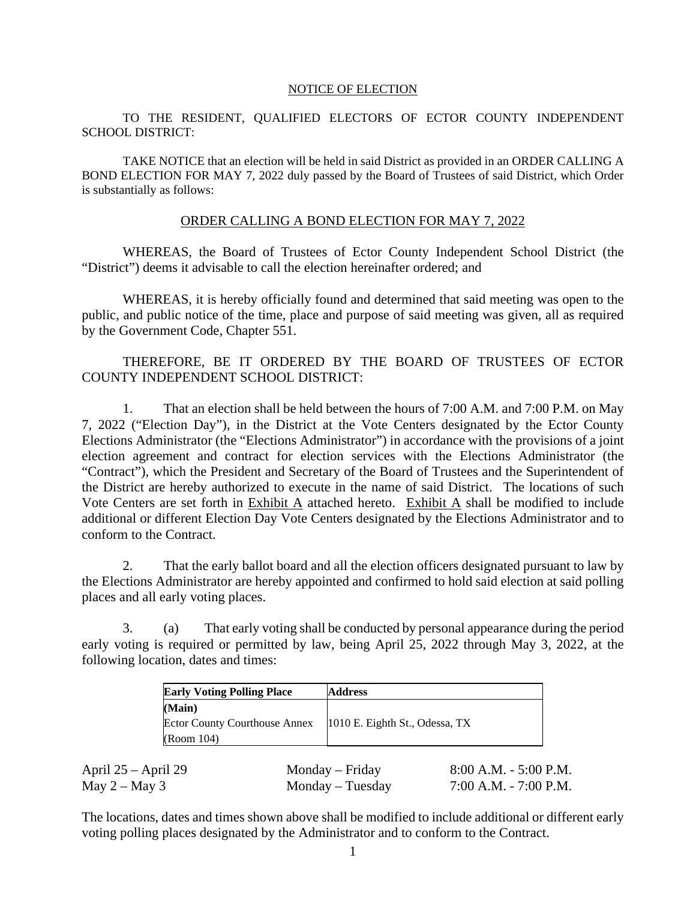# NOTICE OF ELECTION

TO THE RESIDENT, QUALIFIED ELECTORS OF ECTOR COUNTY INDEPENDENT SCHOOL DISTRICT:

TAKE NOTICE that an election will be held in said District as provided in an ORDER CALLING A BOND ELECTION FOR MAY 7, 2022 duly passed by the Board of Trustees of said District, which Order is substantially as follows:

## ORDER CALLING A BOND ELECTION FOR MAY 7, 2022

WHEREAS, the Board of Trustees of Ector County Independent School District (the "District") deems it advisable to call the election hereinafter ordered; and

WHEREAS, it is hereby officially found and determined that said meeting was open to the public, and public notice of the time, place and purpose of said meeting was given, all as required by the Government Code, Chapter 551.

THEREFORE, BE IT ORDERED BY THE BOARD OF TRUSTEES OF ECTOR COUNTY INDEPENDENT SCHOOL DISTRICT:

1. That an election shall be held between the hours of 7:00 A.M. and 7:00 P.M. on May 7, 2022 ("Election Day"), in the District at the Vote Centers designated by the Ector County Elections Administrator (the "Elections Administrator") in accordance with the provisions of a joint election agreement and contract for election services with the Elections Administrator (the "Contract"), which the President and Secretary of the Board of Trustees and the Superintendent of the District are hereby authorized to execute in the name of said District. The locations of such Vote Centers are set forth in Exhibit A attached hereto. Exhibit A shall be modified to include additional or different Election Day Vote Centers designated by the Elections Administrator and to conform to the Contract.

2. That the early ballot board and all the election officers designated pursuant to law by the Elections Administrator are hereby appointed and confirmed to hold said election at said polling places and all early voting places.

3. (a) That early voting shall be conducted by personal appearance during the period early voting is required or permitted by law, being April 25, 2022 through May 3, 2022, at the following location, dates and times:

| Early Voting Polling Place | Address |
|---|---|
| **(Main)**<br>Ector County Courthouse Annex<br>(Room 104) | 1010 E. Eighth St., Odessa, TX |

| | | |
|---|---|---|
| April 25 – April 29 | Monday – Friday | 8:00 A.M. - 5:00 P.M. |
| May 2 – May 3 | Monday – Tuesday | 7:00 A.M. - 7:00 P.M. |

The locations, dates and times shown above shall be modified to include additional or different early voting polling places designated by the Administrator and to conform to the Contract.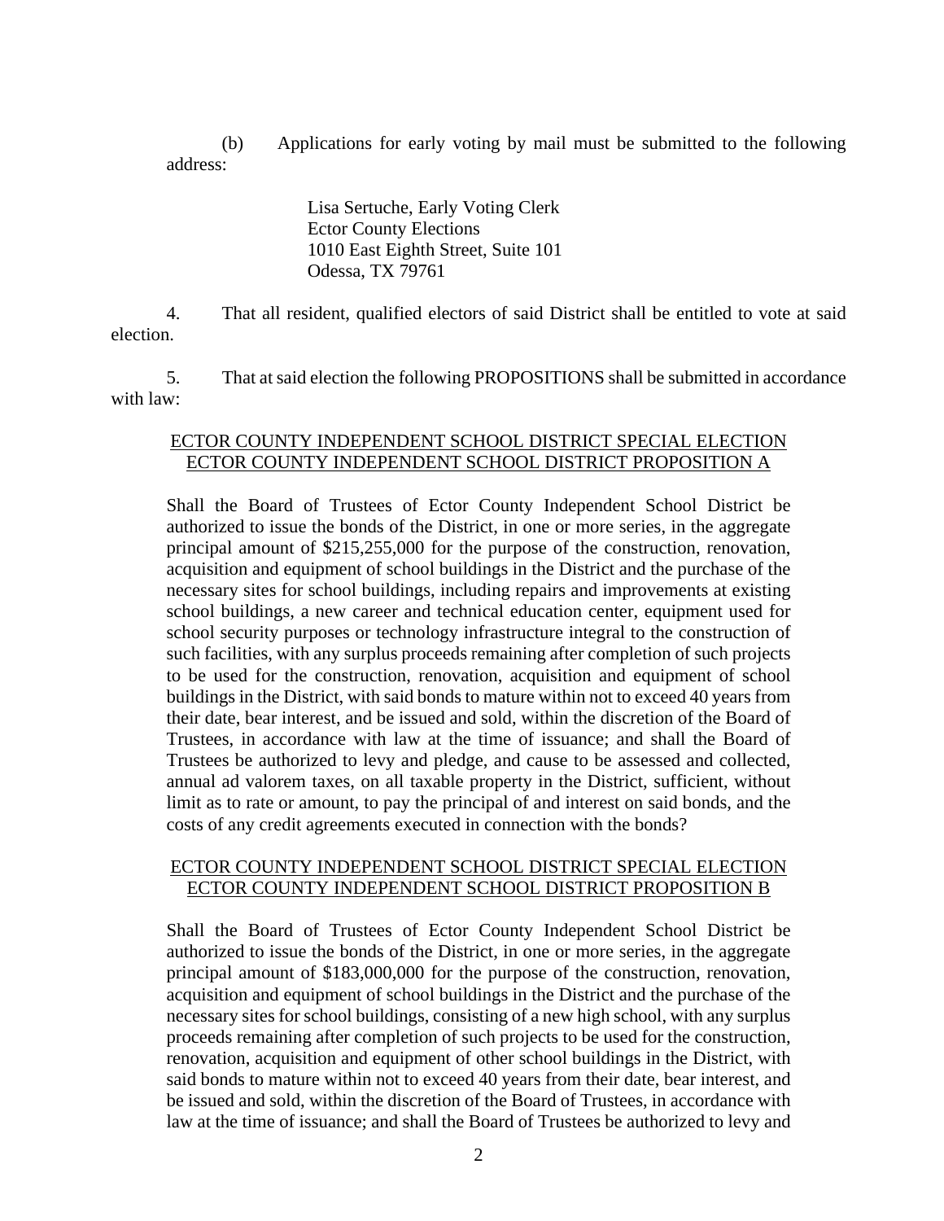(b) Applications for early voting by mail must be submitted to the following address:

> Lisa Sertuche, Early Voting Clerk
> Ector County Elections
> 1010 East Eighth Street, Suite 101
> Odessa, TX 79761

4. That all resident, qualified electors of said District shall be entitled to vote at said election.

5. That at said election the following PROPOSITIONS shall be submitted in accordance with law:

<u>ECTOR COUNTY INDEPENDENT SCHOOL DISTRICT SPECIAL ELECTION</u>
<u>ECTOR COUNTY INDEPENDENT SCHOOL DISTRICT PROPOSITION A</u>

Shall the Board of Trustees of Ector County Independent School District be authorized to issue the bonds of the District, in one or more series, in the aggregate principal amount of $215,255,000 for the purpose of the construction, renovation, acquisition and equipment of school buildings in the District and the purchase of the necessary sites for school buildings, including repairs and improvements at existing school buildings, a new career and technical education center, equipment used for school security purposes or technology infrastructure integral to the construction of such facilities, with any surplus proceeds remaining after completion of such projects to be used for the construction, renovation, acquisition and equipment of school buildings in the District, with said bonds to mature within not to exceed 40 years from their date, bear interest, and be issued and sold, within the discretion of the Board of Trustees, in accordance with law at the time of issuance; and shall the Board of Trustees be authorized to levy and pledge, and cause to be assessed and collected, annual ad valorem taxes, on all taxable property in the District, sufficient, without limit as to rate or amount, to pay the principal of and interest on said bonds, and the costs of any credit agreements executed in connection with the bonds?

<u>ECTOR COUNTY INDEPENDENT SCHOOL DISTRICT SPECIAL ELECTION</u>
<u>ECTOR COUNTY INDEPENDENT SCHOOL DISTRICT PROPOSITION B</u>

Shall the Board of Trustees of Ector County Independent School District be authorized to issue the bonds of the District, in one or more series, in the aggregate principal amount of $183,000,000 for the purpose of the construction, renovation, acquisition and equipment of school buildings in the District and the purchase of the necessary sites for school buildings, consisting of a new high school, with any surplus proceeds remaining after completion of such projects to be used for the construction, renovation, acquisition and equipment of other school buildings in the District, with said bonds to mature within not to exceed 40 years from their date, bear interest, and be issued and sold, within the discretion of the Board of Trustees, in accordance with law at the time of issuance; and shall the Board of Trustees be authorized to levy and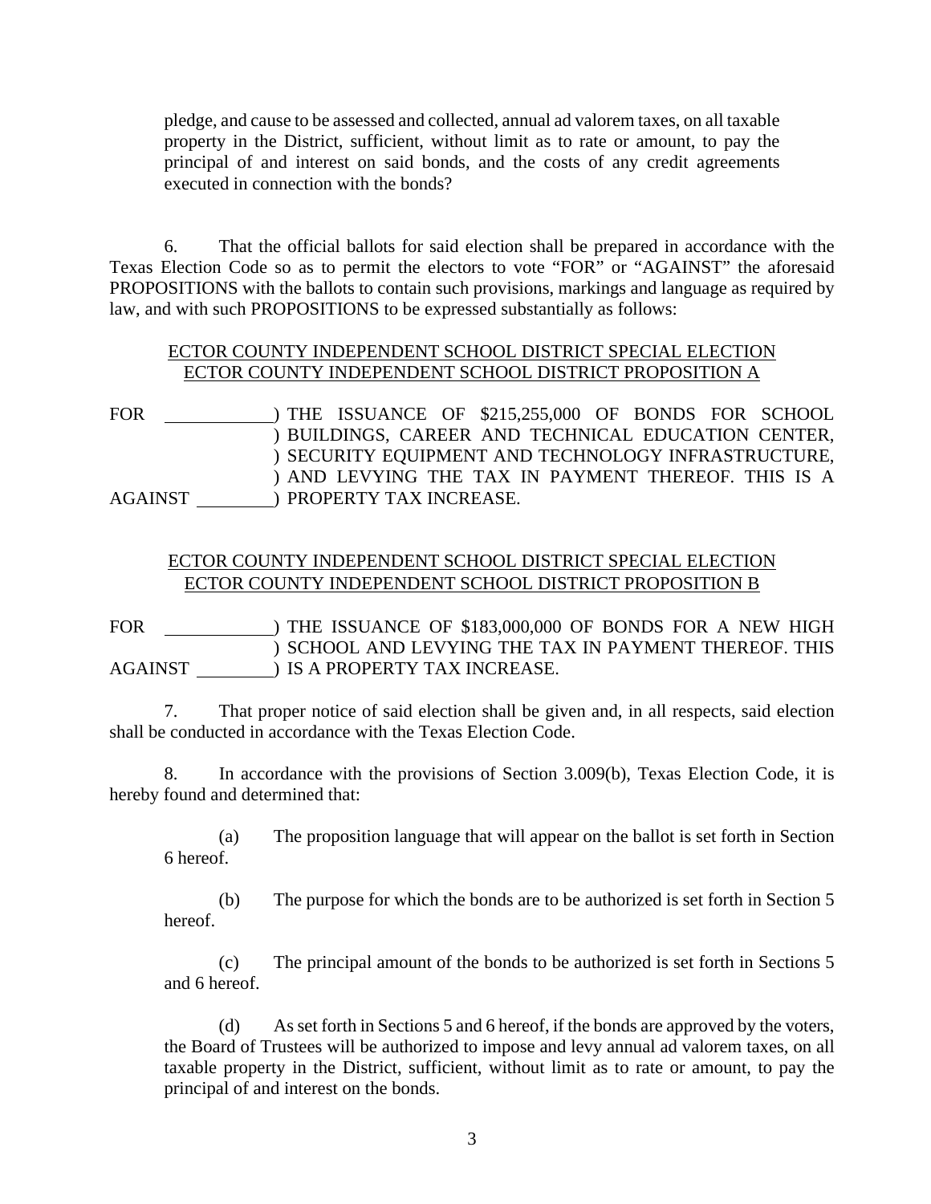pledge, and cause to be assessed and collected, annual ad valorem taxes, on all taxable property in the District, sufficient, without limit as to rate or amount, to pay the principal of and interest on said bonds, and the costs of any credit agreements executed in connection with the bonds?

6. That the official ballots for said election shall be prepared in accordance with the Texas Election Code so as to permit the electors to vote "FOR" or "AGAINST" the aforesaid PROPOSITIONS with the ballots to contain such provisions, markings and language as required by law, and with such PROPOSITIONS to be expressed substantially as follows:

<u>ECTOR COUNTY INDEPENDENT SCHOOL DISTRICT SPECIAL ELECTION</u>
<u>ECTOR COUNTY INDEPENDENT SCHOOL DISTRICT PROPOSITION A</u>

FOR ____________ ) THE ISSUANCE OF $215,255,000 OF BONDS FOR SCHOOL
) BUILDINGS, CAREER AND TECHNICAL EDUCATION CENTER,
) SECURITY EQUIPMENT AND TECHNOLOGY INFRASTRUCTURE,
) AND LEVYING THE TAX IN PAYMENT THEREOF. THIS IS A
AGAINST _________ ) PROPERTY TAX INCREASE.

<u>ECTOR COUNTY INDEPENDENT SCHOOL DISTRICT SPECIAL ELECTION</u>
<u>ECTOR COUNTY INDEPENDENT SCHOOL DISTRICT PROPOSITION B</u>

FOR ____________ ) THE ISSUANCE OF $183,000,000 OF BONDS FOR A NEW HIGH
) SCHOOL AND LEVYING THE TAX IN PAYMENT THEREOF. THIS
AGAINST _________ ) IS A PROPERTY TAX INCREASE.

7. That proper notice of said election shall be given and, in all respects, said election shall be conducted in accordance with the Texas Election Code.

8. In accordance with the provisions of Section 3.009(b), Texas Election Code, it is hereby found and determined that:

(a) The proposition language that will appear on the ballot is set forth in Section 6 hereof.

(b) The purpose for which the bonds are to be authorized is set forth in Section 5 hereof.

(c) The principal amount of the bonds to be authorized is set forth in Sections 5 and 6 hereof.

(d) As set forth in Sections 5 and 6 hereof, if the bonds are approved by the voters, the Board of Trustees will be authorized to impose and levy annual ad valorem taxes, on all taxable property in the District, sufficient, without limit as to rate or amount, to pay the principal of and interest on the bonds.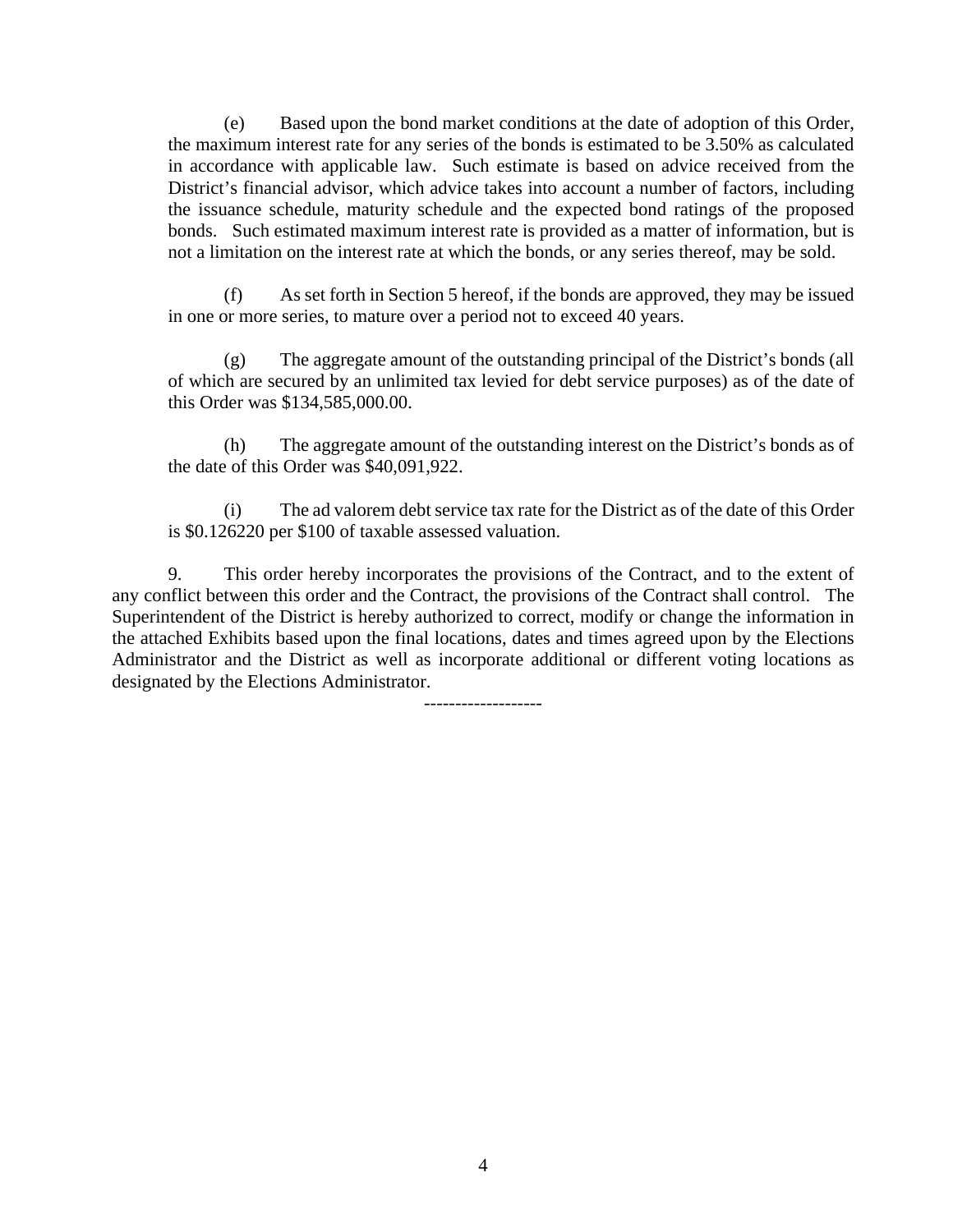(e) Based upon the bond market conditions at the date of adoption of this Order, the maximum interest rate for any series of the bonds is estimated to be 3.50% as calculated in accordance with applicable law. Such estimate is based on advice received from the District's financial advisor, which advice takes into account a number of factors, including the issuance schedule, maturity schedule and the expected bond ratings of the proposed bonds. Such estimated maximum interest rate is provided as a matter of information, but is not a limitation on the interest rate at which the bonds, or any series thereof, may be sold.

(f) As set forth in Section 5 hereof, if the bonds are approved, they may be issued in one or more series, to mature over a period not to exceed 40 years.

(g) The aggregate amount of the outstanding principal of the District's bonds (all of which are secured by an unlimited tax levied for debt service purposes) as of the date of this Order was $134,585,000.00.

(h) The aggregate amount of the outstanding interest on the District's bonds as of the date of this Order was $40,091,922.

(i) The ad valorem debt service tax rate for the District as of the date of this Order is $0.126220 per $100 of taxable assessed valuation.

9. This order hereby incorporates the provisions of the Contract, and to the extent of any conflict between this order and the Contract, the provisions of the Contract shall control. The Superintendent of the District is hereby authorized to correct, modify or change the information in the attached Exhibits based upon the final locations, dates and times agreed upon by the Elections Administrator and the District as well as incorporate additional or different voting locations as designated by the Elections Administrator.

-------------------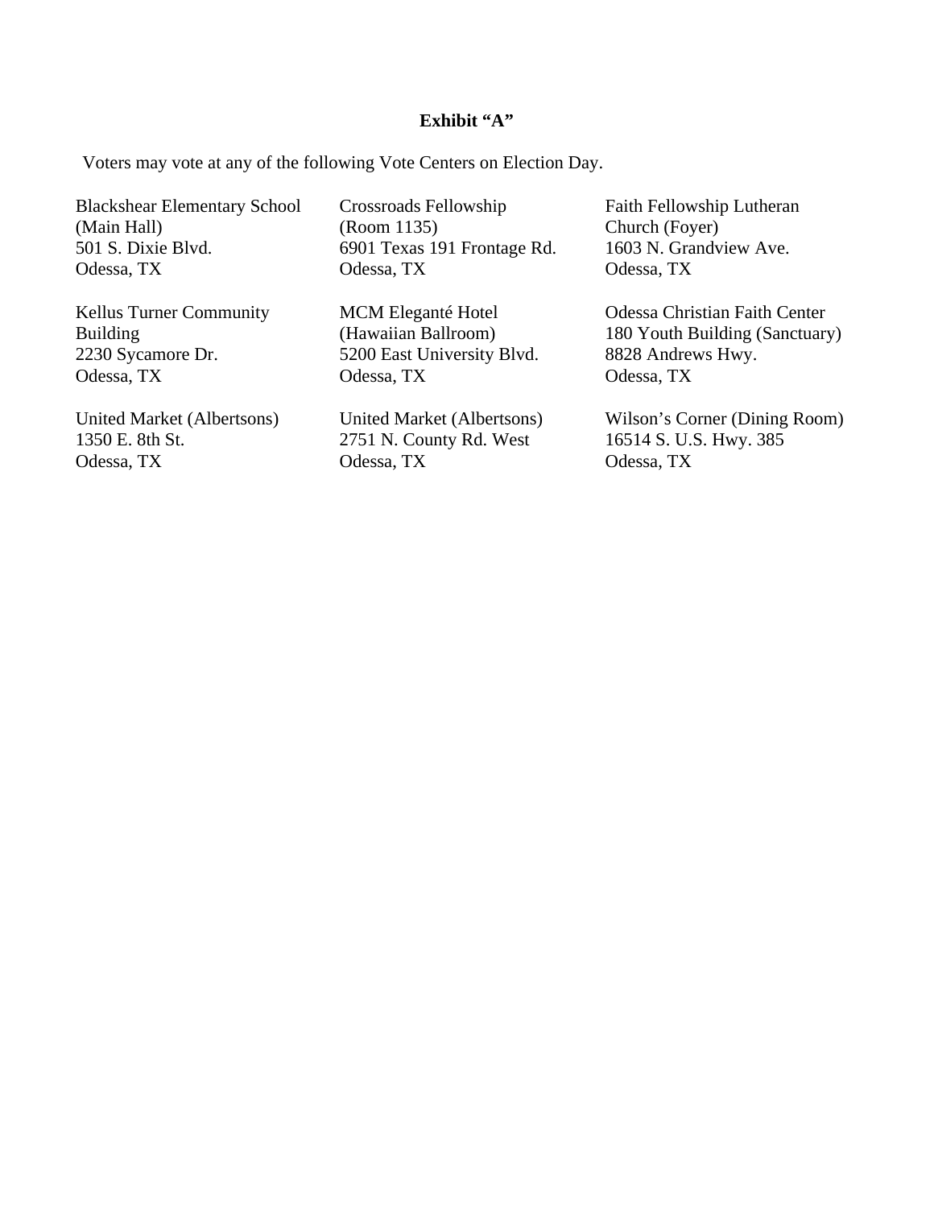**Exhibit "A"**

Voters may vote at any of the following Vote Centers on Election Day.

Blackshear Elementary School
(Main Hall)
501 S. Dixie Blvd.
Odessa, TX

Crossroads Fellowship
(Room 1135)
6901 Texas 191 Frontage Rd.
Odessa, TX

Faith Fellowship Lutheran
Church (Foyer)
1603 N. Grandview Ave.
Odessa, TX

Kellus Turner Community
Building
2230 Sycamore Dr.
Odessa, TX

MCM Eleganté Hotel
(Hawaiian Ballroom)
5200 East University Blvd.
Odessa, TX

Odessa Christian Faith Center
180 Youth Building (Sanctuary)
8828 Andrews Hwy.
Odessa, TX

United Market (Albertsons)
1350 E. 8th St.
Odessa, TX

United Market (Albertsons)
2751 N. County Rd. West
Odessa, TX

Wilson's Corner (Dining Room)
16514 S. U.S. Hwy. 385
Odessa, TX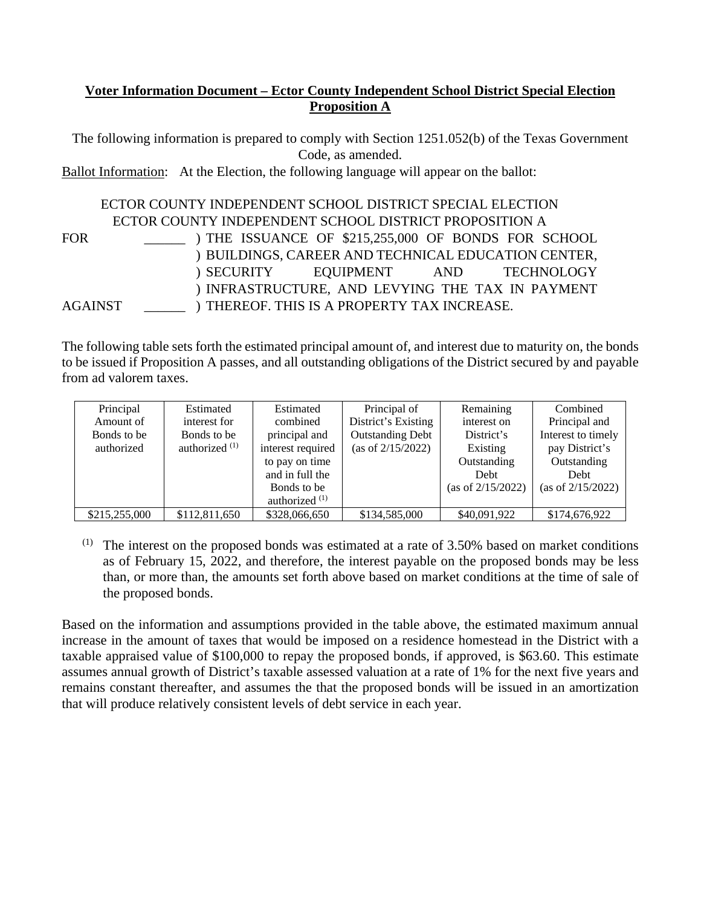**Voter Information Document – Ector County Independent School District Special Election Proposition A**

The following information is prepared to comply with Section 1251.052(b) of the Texas Government Code, as amended.

Ballot Information: At the Election, the following language will appear on the ballot:

ECTOR COUNTY INDEPENDENT SCHOOL DISTRICT SPECIAL ELECTION
ECTOR COUNTY INDEPENDENT SCHOOL DISTRICT PROPOSITION A

FOR ______ ) THE ISSUANCE OF $215,255,000 OF BONDS FOR SCHOOL
) BUILDINGS, CAREER AND TECHNICAL EDUCATION CENTER,
) SECURITY EQUIPMENT AND TECHNOLOGY
) INFRASTRUCTURE, AND LEVYING THE TAX IN PAYMENT
AGAINST ______ ) THEREOF. THIS IS A PROPERTY TAX INCREASE.

The following table sets forth the estimated principal amount of, and interest due to maturity on, the bonds to be issued if Proposition A passes, and all outstanding obligations of the District secured by and payable from ad valorem taxes.

| Principal Amount of Bonds to be authorized | Estimated interest for Bonds to be authorized [(1)] | Estimated combined principal and interest required to pay on time and in full the Bonds to be authorized [(1)] | Principal of District's Existing Outstanding Debt (as of 2/15/2022) | Remaining interest on District's Existing Outstanding Debt (as of 2/15/2022) | Combined Principal and Interest to timely pay District's Outstanding Debt (as of 2/15/2022) |
|---|---|---|---|---|---|
| $215,255,000 | $112,811,650 | $328,066,650 | $134,585,000 | $40,091,922 | $174,676,922 |

(1) The interest on the proposed bonds was estimated at a rate of 3.50% based on market conditions as of February 15, 2022, and therefore, the interest payable on the proposed bonds may be less than, or more than, the amounts set forth above based on market conditions at the time of sale of the proposed bonds.

Based on the information and assumptions provided in the table above, the estimated maximum annual increase in the amount of taxes that would be imposed on a residence homestead in the District with a taxable appraised value of $100,000 to repay the proposed bonds, if approved, is $63.60. This estimate assumes annual growth of District's taxable assessed valuation at a rate of 1% for the next five years and remains constant thereafter, and assumes the that the proposed bonds will be issued in an amortization that will produce relatively consistent levels of debt service in each year.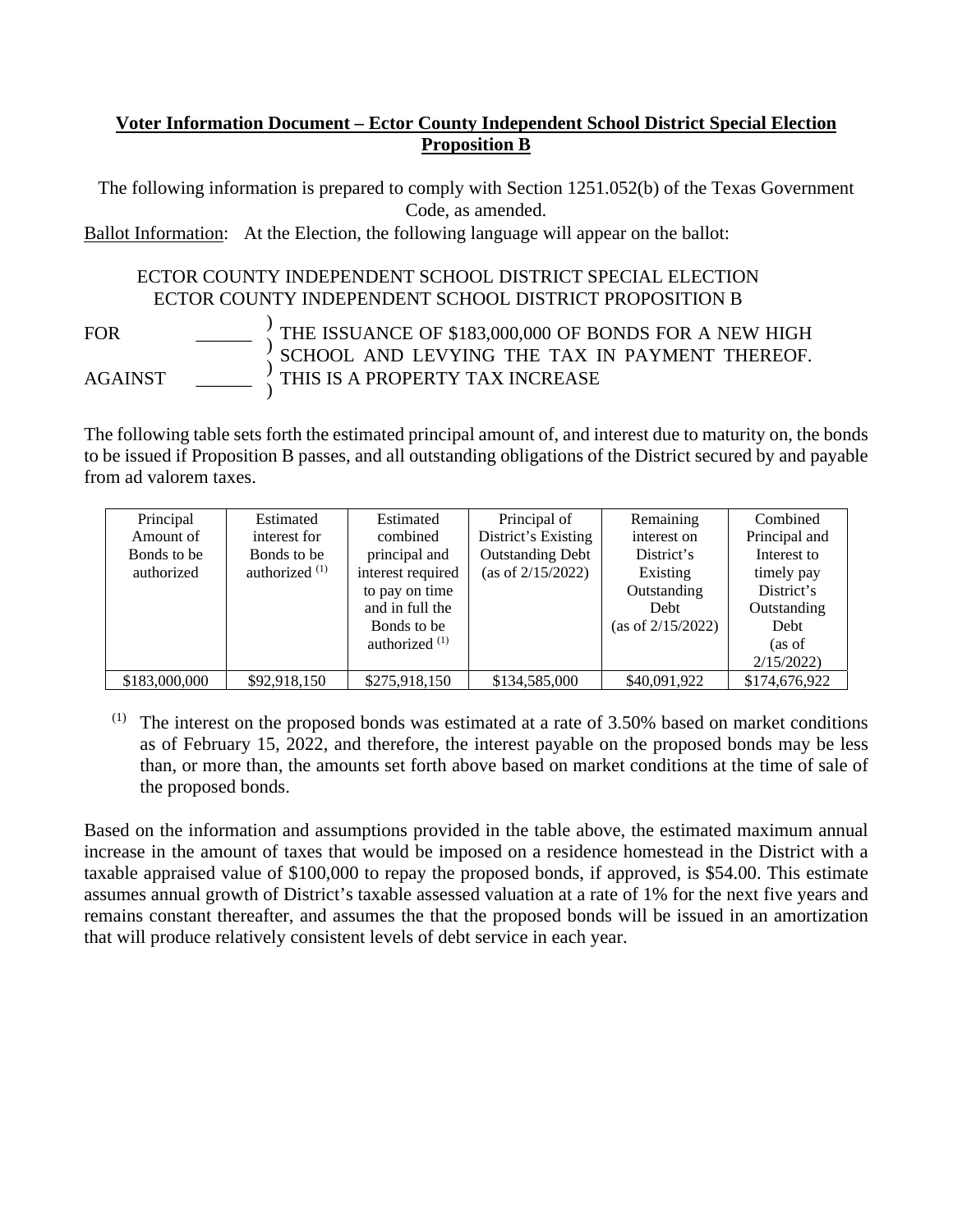**Voter Information Document – Ector County Independent School District Special Election Proposition B**

The following information is prepared to comply with Section 1251.052(b) of the Texas Government Code, as amended.

Ballot Information: At the Election, the following language will appear on the ballot:

ECTOR COUNTY INDEPENDENT SCHOOL DISTRICT SPECIAL ELECTION
ECTOR COUNTY INDEPENDENT SCHOOL DISTRICT PROPOSITION B

FOR ______ ) THE ISSUANCE OF $183,000,000 OF BONDS FOR A NEW HIGH SCHOOL AND LEVYING THE TAX IN PAYMENT THEREOF. THIS IS A PROPERTY TAX INCREASE

AGAINST ______ )

The following table sets forth the estimated principal amount of, and interest due to maturity on, the bonds to be issued if Proposition B passes, and all outstanding obligations of the District secured by and payable from ad valorem taxes.

| Principal Amount of Bonds to be authorized | Estimated interest for Bonds to be authorized [(1)] | Estimated combined principal and interest required to pay on time and in full the Bonds to be authorized [(1)] | Principal of District's Existing Outstanding Debt (as of 2/15/2022) | Remaining interest on District's Existing Outstanding Debt (as of 2/15/2022) | Combined Principal and Interest to timely pay District's Outstanding Debt (as of 2/15/2022) |
|---|---|---|---|---|---|
| $183,000,000 | $92,918,150 | $275,918,150 | $134,585,000 | $40,091,922 | $174,676,922 |

[(1)] The interest on the proposed bonds was estimated at a rate of 3.50% based on market conditions as of February 15, 2022, and therefore, the interest payable on the proposed bonds may be less than, or more than, the amounts set forth above based on market conditions at the time of sale of the proposed bonds.

Based on the information and assumptions provided in the table above, the estimated maximum annual increase in the amount of taxes that would be imposed on a residence homestead in the District with a taxable appraised value of $100,000 to repay the proposed bonds, if approved, is $54.00. This estimate assumes annual growth of District's taxable assessed valuation at a rate of 1% for the next five years and remains constant thereafter, and assumes the that the proposed bonds will be issued in an amortization that will produce relatively consistent levels of debt service in each year.